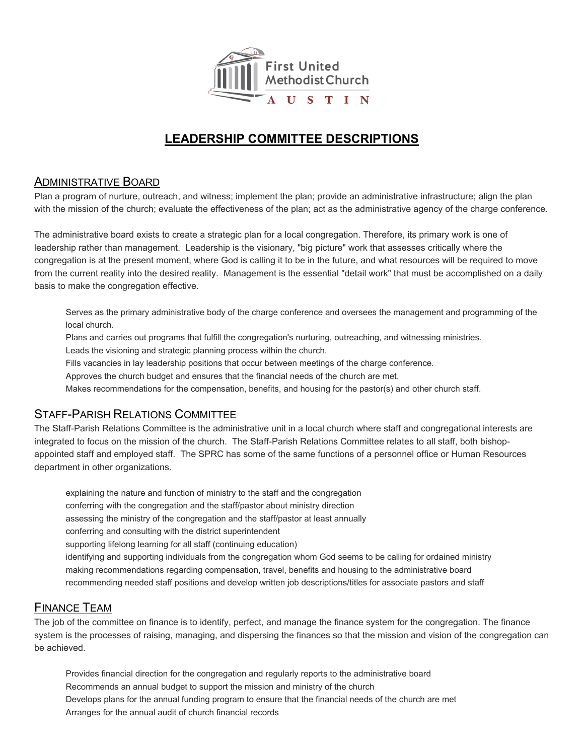First United Methodist Church
AUSTIN

# LEADERSHIP COMMITTEE DESCRIPTIONS

## Administrative Board

Plan a program of nurture, outreach, and witness; implement the plan; provide an administrative infrastructure; align the plan with the mission of the church; evaluate the effectiveness of the plan; act as the administrative agency of the charge conference.

The administrative board exists to create a strategic plan for a local congregation. Therefore, its primary work is one of leadership rather than management. Leadership is the visionary, "big picture" work that assesses critically where the congregation is at the present moment, where God is calling it to be in the future, and what resources will be required to move from the current reality into the desired reality. Management is the essential "detail work" that must be accomplished on a daily basis to make the congregation effective.

- Serves as the primary administrative body of the charge conference and oversees the management and programming of the local church.
- Plans and carries out programs that fulfill the congregation's nurturing, outreaching, and witnessing ministries.
- Leads the visioning and strategic planning process within the church.
- Fills vacancies in lay leadership positions that occur between meetings of the charge conference.
- Approves the church budget and ensures that the financial needs of the church are met.
- Makes recommendations for the compensation, benefits, and housing for the pastor(s) and other church staff.

## Staff-Parish Relations Committee

The Staff-Parish Relations Committee is the administrative unit in a local church where staff and congregational interests are integrated to focus on the mission of the church. The Staff-Parish Relations Committee relates to all staff, both bishop-appointed staff and employed staff. The SPRC has some of the same functions of a personnel office or Human Resources department in other organizations.

- explaining the nature and function of ministry to the staff and the congregation
- conferring with the congregation and the staff/pastor about ministry direction
- assessing the ministry of the congregation and the staff/pastor at least annually
- conferring and consulting with the district superintendent
- supporting lifelong learning for all staff (continuing education)
- identifying and supporting individuals from the congregation whom God seems to be calling for ordained ministry
- making recommendations regarding compensation, travel, benefits and housing to the administrative board
- recommending needed staff positions and develop written job descriptions/titles for associate pastors and staff

## Finance Team

The job of the committee on finance is to identify, perfect, and manage the finance system for the congregation. The finance system is the processes of raising, managing, and dispersing the finances so that the mission and vision of the congregation can be achieved.

- Provides financial direction for the congregation and regularly reports to the administrative board
- Recommends an annual budget to support the mission and ministry of the church
- Develops plans for the annual funding program to ensure that the financial needs of the church are met
- Arranges for the annual audit of church financial records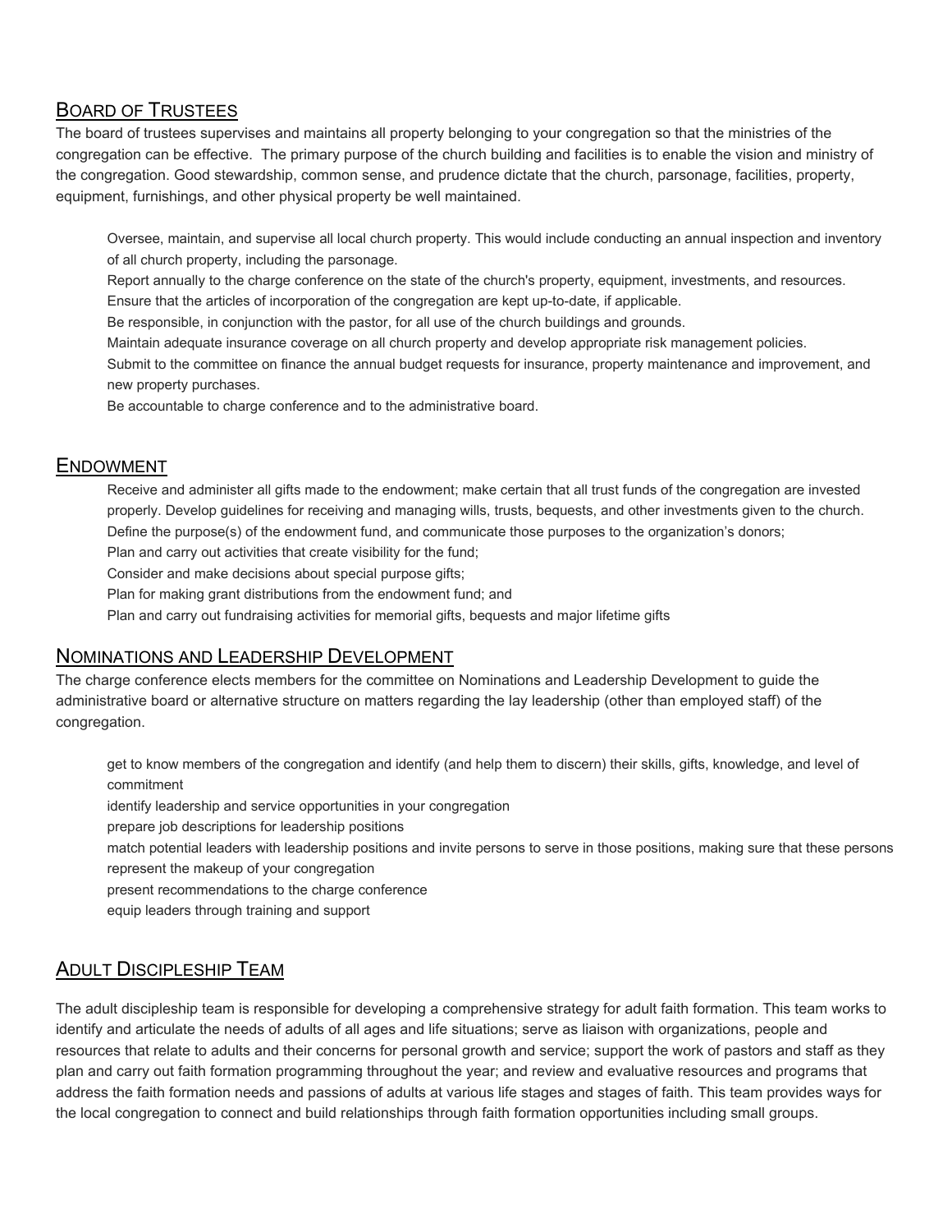## Board of Trustees

The board of trustees supervises and maintains all property belonging to your congregation so that the ministries of the congregation can be effective. The primary purpose of the church building and facilities is to enable the vision and ministry of the congregation. Good stewardship, common sense, and prudence dictate that the church, parsonage, facilities, property, equipment, furnishings, and other physical property be well maintained.

- Oversee, maintain, and supervise all local church property. This would include conducting an annual inspection and inventory of all church property, including the parsonage.
- Report annually to the charge conference on the state of the church's property, equipment, investments, and resources.
- Ensure that the articles of incorporation of the congregation are kept up-to-date, if applicable.
- Be responsible, in conjunction with the pastor, for all use of the church buildings and grounds.
- Maintain adequate insurance coverage on all church property and develop appropriate risk management policies.
- Submit to the committee on finance the annual budget requests for insurance, property maintenance and improvement, and new property purchases.
- Be accountable to charge conference and to the administrative board.

## Endowment

- Receive and administer all gifts made to the endowment; make certain that all trust funds of the congregation are invested properly. Develop guidelines for receiving and managing wills, trusts, bequests, and other investments given to the church.
- Define the purpose(s) of the endowment fund, and communicate those purposes to the organization's donors;
- Plan and carry out activities that create visibility for the fund;
- Consider and make decisions about special purpose gifts;
- Plan for making grant distributions from the endowment fund; and
- Plan and carry out fundraising activities for memorial gifts, bequests and major lifetime gifts

## Nominations and Leadership Development

The charge conference elects members for the committee on Nominations and Leadership Development to guide the administrative board or alternative structure on matters regarding the lay leadership (other than employed staff) of the congregation.

- get to know members of the congregation and identify (and help them to discern) their skills, gifts, knowledge, and level of commitment
- identify leadership and service opportunities in your congregation
- prepare job descriptions for leadership positions
- match potential leaders with leadership positions and invite persons to serve in those positions, making sure that these persons represent the makeup of your congregation
- present recommendations to the charge conference
- equip leaders through training and support

## Adult Discipleship Team

The adult discipleship team is responsible for developing a comprehensive strategy for adult faith formation. This team works to identify and articulate the needs of adults of all ages and life situations; serve as liaison with organizations, people and resources that relate to adults and their concerns for personal growth and service; support the work of pastors and staff as they plan and carry out faith formation programming throughout the year; and review and evaluative resources and programs that address the faith formation needs and passions of adults at various life stages and stages of faith. This team provides ways for the local congregation to connect and build relationships through faith formation opportunities including small groups.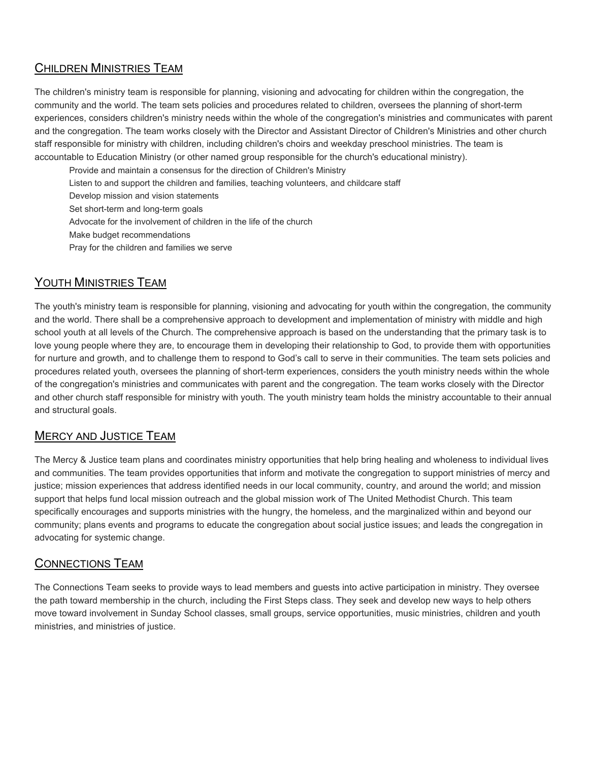## Children Ministries Team

The children's ministry team is responsible for planning, visioning and advocating for children within the congregation, the community and the world. The team sets policies and procedures related to children, oversees the planning of short-term experiences, considers children's ministry needs within the whole of the congregation's ministries and communicates with parent and the congregation. The team works closely with the Director and Assistant Director of Children's Ministries and other church staff responsible for ministry with children, including children's choirs and weekday preschool ministries. The team is accountable to Education Ministry (or other named group responsible for the church's educational ministry).

- Provide and maintain a consensus for the direction of Children's Ministry
- Listen to and support the children and families, teaching volunteers, and childcare staff
- Develop mission and vision statements
- Set short-term and long-term goals
- Advocate for the involvement of children in the life of the church
- Make budget recommendations
- Pray for the children and families we serve

## Youth Ministries Team

The youth's ministry team is responsible for planning, visioning and advocating for youth within the congregation, the community and the world. There shall be a comprehensive approach to development and implementation of ministry with middle and high school youth at all levels of the Church. The comprehensive approach is based on the understanding that the primary task is to love young people where they are, to encourage them in developing their relationship to God, to provide them with opportunities for nurture and growth, and to challenge them to respond to God's call to serve in their communities. The team sets policies and procedures related youth, oversees the planning of short-term experiences, considers the youth ministry needs within the whole of the congregation's ministries and communicates with parent and the congregation. The team works closely with the Director and other church staff responsible for ministry with youth. The youth ministry team holds the ministry accountable to their annual and structural goals.

## Mercy and Justice Team

The Mercy & Justice team plans and coordinates ministry opportunities that help bring healing and wholeness to individual lives and communities. The team provides opportunities that inform and motivate the congregation to support ministries of mercy and justice; mission experiences that address identified needs in our local community, country, and around the world; and mission support that helps fund local mission outreach and the global mission work of The United Methodist Church. This team specifically encourages and supports ministries with the hungry, the homeless, and the marginalized within and beyond our community; plans events and programs to educate the congregation about social justice issues; and leads the congregation in advocating for systemic change.

## Connections Team

The Connections Team seeks to provide ways to lead members and guests into active participation in ministry. They oversee the path toward membership in the church, including the First Steps class. They seek and develop new ways to help others move toward involvement in Sunday School classes, small groups, service opportunities, music ministries, children and youth ministries, and ministries of justice.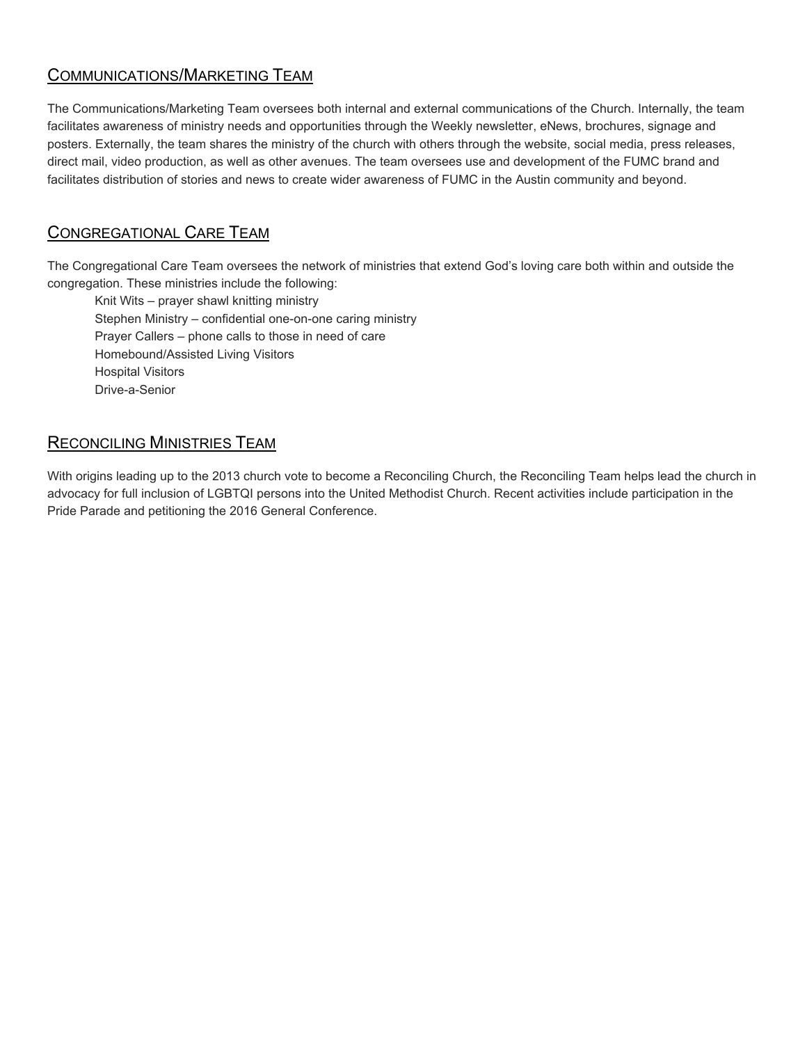## Communications/Marketing Team

The Communications/Marketing Team oversees both internal and external communications of the Church. Internally, the team facilitates awareness of ministry needs and opportunities through the Weekly newsletter, eNews, brochures, signage and posters. Externally, the team shares the ministry of the church with others through the website, social media, press releases, direct mail, video production, as well as other avenues. The team oversees use and development of the FUMC brand and facilitates distribution of stories and news to create wider awareness of FUMC in the Austin community and beyond.

## Congregational Care Team

The Congregational Care Team oversees the network of ministries that extend God's loving care both within and outside the congregation. These ministries include the following:

- Knit Wits – prayer shawl knitting ministry
- Stephen Ministry – confidential one-on-one caring ministry
- Prayer Callers – phone calls to those in need of care
- Homebound/Assisted Living Visitors
- Hospital Visitors
- Drive-a-Senior

## Reconciling Ministries Team

With origins leading up to the 2013 church vote to become a Reconciling Church, the Reconciling Team helps lead the church in advocacy for full inclusion of LGBTQI persons into the United Methodist Church. Recent activities include participation in the Pride Parade and petitioning the 2016 General Conference.